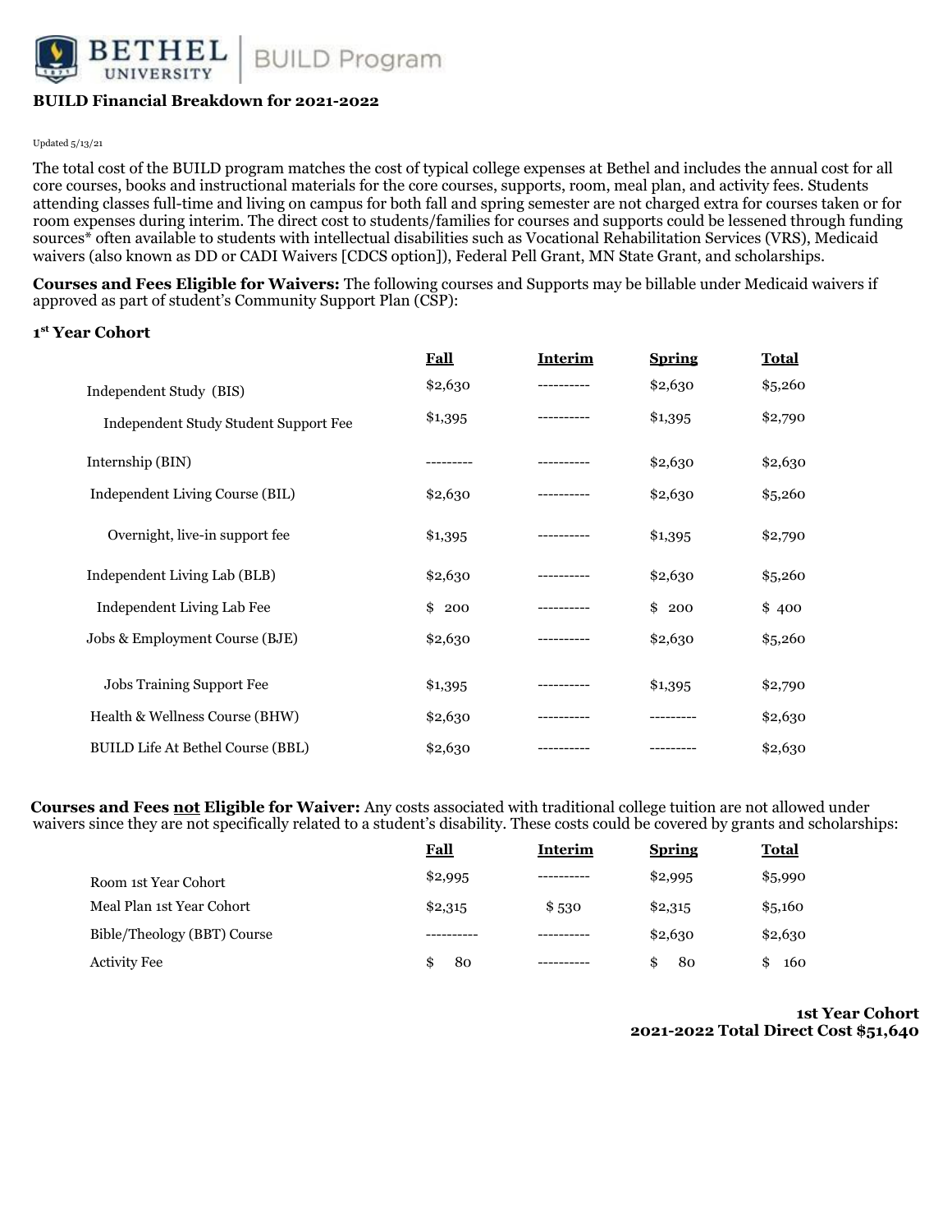BETHEL UNIVERSITY | BUILD Program

**BUILD Financial Breakdown for 2021-2022**

Updated 5/13/21

The total cost of the BUILD program matches the cost of typical college expenses at Bethel and includes the annual cost for all core courses, books and instructional materials for the core courses, supports, room, meal plan, and activity fees. Students attending classes full-time and living on campus for both fall and spring semester are not charged extra for courses taken or for room expenses during interim. The direct cost to students/families for courses and supports could be lessened through funding sources* often available to students with intellectual disabilities such as Vocational Rehabilitation Services (VRS), Medicaid waivers (also known as DD or CADI Waivers [CDCS option]), Federal Pell Grant, MN State Grant, and scholarships.

**Courses and Fees Eligible for Waivers:** The following courses and Supports may be billable under Medicaid waivers if approved as part of student's Community Support Plan (CSP):

**1st Year Cohort**

| | Fall | Interim | Spring | Total |
|---|---|---|---|---|
| Independent Study (BIS) | $2,630 | ---------- | $2,630 | $5,260 |
| Independent Study Student Support Fee | $1,395 | ---------- | $1,395 | $2,790 |
| Internship (BIN) | --------- | ---------- | $2,630 | $2,630 |
| Independent Living Course (BIL) | $2,630 | ---------- | $2,630 | $5,260 |
| Overnight, live-in support fee | $1,395 | ---------- | $1,395 | $2,790 |
| Independent Living Lab (BLB) | $2,630 | ---------- | $2,630 | $5,260 |
| Independent Living Lab Fee | $ 200 | ---------- | $ 200 | $ 400 |
| Jobs & Employment Course (BJE) | $2,630 | ---------- | $2,630 | $5,260 |
| Jobs Training Support Fee | $1,395 | ---------- | $1,395 | $2,790 |
| Health & Wellness Course (BHW) | $2,630 | ---------- | --------- | $2,630 |
| BUILD Life At Bethel Course (BBL) | $2,630 | ---------- | --------- | $2,630 |

**Courses and Fees not Eligible for Waiver:** Any costs associated with traditional college tuition are not allowed under waivers since they are not specifically related to a student's disability. These costs could be covered by grants and scholarships:

| | Fall | Interim | Spring | Total |
|---|---|---|---|---|
| Room 1st Year Cohort | $2,995 | ---------- | $2,995 | $5,990 |
| Meal Plan 1st Year Cohort | $2,315 | $ 530 | $2,315 | $5,160 |
| Bible/Theology (BBT) Course | ---------- | ---------- | $2,630 | $2,630 |
| Activity Fee | $ 80 | ---------- | $ 80 | $ 160 |

**1st Year Cohort**
**2021-2022 Total Direct Cost $51,640**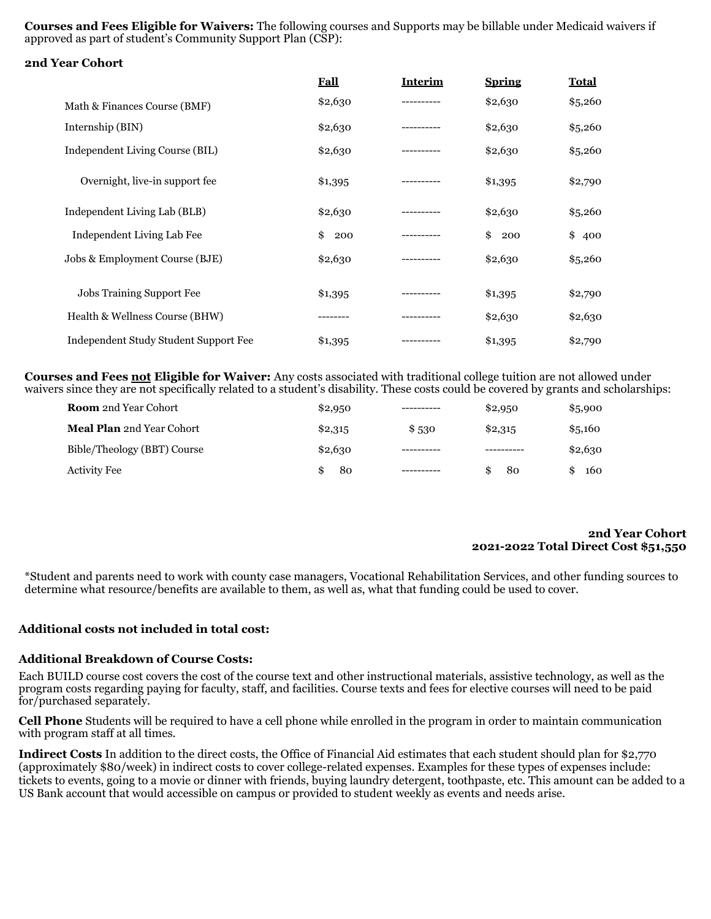**Courses and Fees Eligible for Waivers:** The following courses and Supports may be billable under Medicaid waivers if approved as part of student's Community Support Plan (CSP):

**2nd Year Cohort**

| | Fall | Interim | Spring | Total |
|---|---|---|---|---|
| Math & Finances Course (BMF) | $2,630 | ---------- | $2,630 | $5,260 |
| Internship (BIN) | $2,630 | ---------- | $2,630 | $5,260 |
| Independent Living Course (BIL) | $2,630 | ---------- | $2,630 | $5,260 |
| Overnight, live-in support fee | $1,395 | ---------- | $1,395 | $2,790 |
| Independent Living Lab (BLB) | $2,630 | ---------- | $2,630 | $5,260 |
| Independent Living Lab Fee | $ 200 | ---------- | $ 200 | $ 400 |
| Jobs & Employment Course (BJE) | $2,630 | ---------- | $2,630 | $5,260 |
| Jobs Training Support Fee | $1,395 | ---------- | $1,395 | $2,790 |
| Health & Wellness Course (BHW) | -------- | ---------- | $2,630 | $2,630 |
| Independent Study Student Support Fee | $1,395 | ---------- | $1,395 | $2,790 |

**Courses and Fees not Eligible for Waiver:** Any costs associated with traditional college tuition are not allowed under waivers since they are not specifically related to a student's disability. These costs could be covered by grants and scholarships:

| | Fall | Interim | Spring | Total |
|---|---|---|---|---|
| **Room** 2nd Year Cohort | $2,950 | ---------- | $2,950 | $5,900 |
| **Meal Plan** 2nd Year Cohort | $2,315 | $ 530 | $2,315 | $5,160 |
| Bible/Theology (BBT) Course | $2,630 | ---------- | ---------- | $2,630 |
| Activity Fee | $ 80 | ---------- | $ 80 | $ 160 |

**2nd Year Cohort**
**2021-2022 Total Direct Cost $51,550**

*Student and parents need to work with county case managers, Vocational Rehabilitation Services, and other funding sources to determine what resource/benefits are available to them, as well as, what that funding could be used to cover.

**Additional costs not included in total cost:**

**Additional Breakdown of Course Costs:**

Each BUILD course cost covers the cost of the course text and other instructional materials, assistive technology, as well as the program costs regarding paying for faculty, staff, and facilities. Course texts and fees for elective courses will need to be paid for/purchased separately.

**Cell Phone** Students will be required to have a cell phone while enrolled in the program in order to maintain communication with program staff at all times.

**Indirect Costs** In addition to the direct costs, the Office of Financial Aid estimates that each student should plan for $2,770 (approximately $80/week) in indirect costs to cover college-related expenses. Examples for these types of expenses include: tickets to events, going to a movie or dinner with friends, buying laundry detergent, toothpaste, etc. This amount can be added to a US Bank account that would accessible on campus or provided to student weekly as events and needs arise.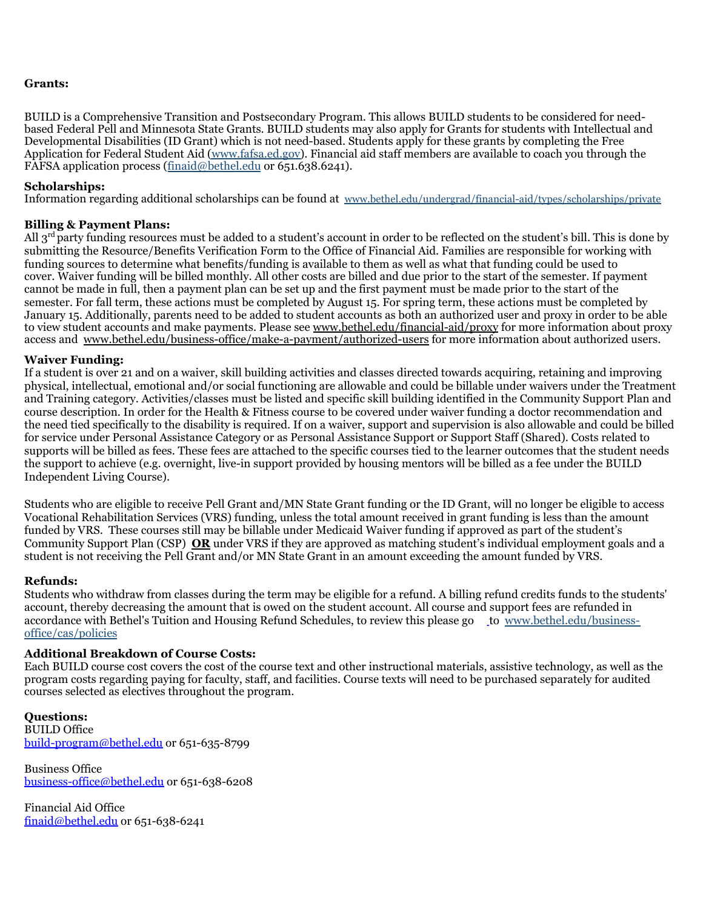**Grants:**

BUILD is a Comprehensive Transition and Postsecondary Program. This allows BUILD students to be considered for need-based Federal Pell and Minnesota State Grants. BUILD students may also apply for Grants for students with Intellectual and Developmental Disabilities (ID Grant) which is not need-based. Students apply for these grants by completing the Free Application for Federal Student Aid (www.fafsa.ed.gov). Financial aid staff members are available to coach you through the FAFSA application process (finaid@bethel.edu or 651.638.6241).

**Scholarships:**
Information regarding additional scholarships can be found at www.bethel.edu/undergrad/financial-aid/types/scholarships/private

**Billing & Payment Plans:**
All 3rd party funding resources must be added to a student's account in order to be reflected on the student's bill. This is done by submitting the Resource/Benefits Verification Form to the Office of Financial Aid. Families are responsible for working with funding sources to determine what benefits/funding is available to them as well as what that funding could be used to cover. Waiver funding will be billed monthly. All other costs are billed and due prior to the start of the semester. If payment cannot be made in full, then a payment plan can be set up and the first payment must be made prior to the start of the semester. For fall term, these actions must be completed by August 15. For spring term, these actions must be completed by January 15. Additionally, parents need to be added to student accounts as both an authorized user and proxy in order to be able to view student accounts and make payments. Please see www.bethel.edu/financial-aid/proxy for more information about proxy access and www.bethel.edu/business-office/make-a-payment/authorized-users for more information about authorized users.

**Waiver Funding:**
If a student is over 21 and on a waiver, skill building activities and classes directed towards acquiring, retaining and improving physical, intellectual, emotional and/or social functioning are allowable and could be billable under waivers under the Treatment and Training category. Activities/classes must be listed and specific skill building identified in the Community Support Plan and course description. In order for the Health & Fitness course to be covered under waiver funding a doctor recommendation and the need tied specifically to the disability is required. If on a waiver, support and supervision is also allowable and could be billed for service under Personal Assistance Category or as Personal Assistance Support or Support Staff (Shared). Costs related to supports will be billed as fees. These fees are attached to the specific courses tied to the learner outcomes that the student needs the support to achieve (e.g. overnight, live-in support provided by housing mentors will be billed as a fee under the BUILD Independent Living Course).

Students who are eligible to receive Pell Grant and/MN State Grant funding or the ID Grant, will no longer be eligible to access Vocational Rehabilitation Services (VRS) funding, unless the total amount received in grant funding is less than the amount funded by VRS. These courses still may be billable under Medicaid Waiver funding if approved as part of the student's Community Support Plan (CSP) **OR** under VRS if they are approved as matching student's individual employment goals and a student is not receiving the Pell Grant and/or MN State Grant in an amount exceeding the amount funded by VRS.

**Refunds:**
Students who withdraw from classes during the term may be eligible for a refund. A billing refund credits funds to the students' account, thereby decreasing the amount that is owed on the student account. All course and support fees are refunded in accordance with Bethel's Tuition and Housing Refund Schedules, to review this please go to www.bethel.edu/business-office/cas/policies

**Additional Breakdown of Course Costs:**
Each BUILD course cost covers the cost of the course text and other instructional materials, assistive technology, as well as the program costs regarding paying for faculty, staff, and facilities. Course texts will need to be purchased separately for audited courses selected as electives throughout the program.

**Questions:**
BUILD Office
build-program@bethel.edu or 651-635-8799

Business Office
business-office@bethel.edu or 651-638-6208

Financial Aid Office
finaid@bethel.edu or 651-638-6241